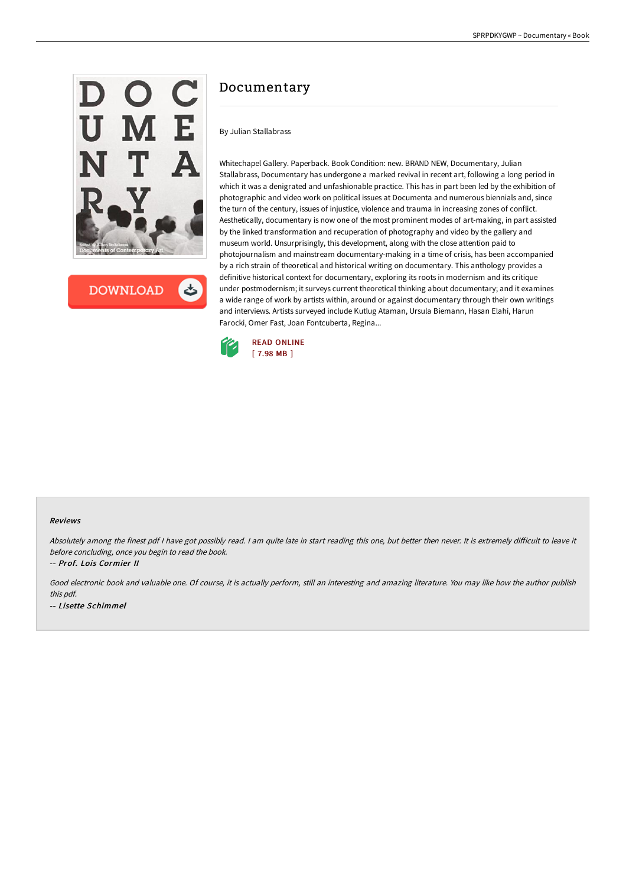# Documentary

By Julian Stallabrass

Whitechapel Gallery. Paperback. Book Condition: new. BRAND NEW, Documentary, Julian Stallabrass, Documentary has undergone a marked revival in recent art, following a long period in which it was a denigrated and unfashionable practice. This has in part been led by the exhibition of photographic and video work on political issues at Documenta and numerous biennials and, since the turn of the century, issues of injustice, violence and trauma in increasing zones of conflict. Aesthetically, documentary is now one of the most prominent modes of art-making, in part assisted by the linked transformation and recuperation of photography and video by the gallery and museum world. Unsurprisingly, this development, along with the close attention paid to photojournalism and mainstream documentary-making in a time of crisis, has been accompanied by a rich strain of theoretical and historical writing on documentary. This anthology provides a definitive historical context for documentary, exploring its roots in modernism and its critique under postmodernism; it surveys current theoretical thinking about documentary; and it examines a wide range of work by artists within, around or against documentary through their own writings and interviews. Artists surveyed include Kutlug Ataman, Ursula Biemann, Hasan Elahi, Harun Farocki, Omer Fast, Joan Fontcuberta, Regina...

READ ONLINE
[ 7.98 MB ]

### Reviews

*Absolutely among the finest pdf I have got possibly read. I am quite late in start reading this one, but better then never. It is extremely difficult to leave it before concluding, once you begin to read the book.*

-- *Prof. Lois Cormier II*

*Good electronic book and valuable one. Of course, it is actually perform, still an interesting and amazing literature. You may like how the author publish this pdf.*

-- *Lisette Schimmel*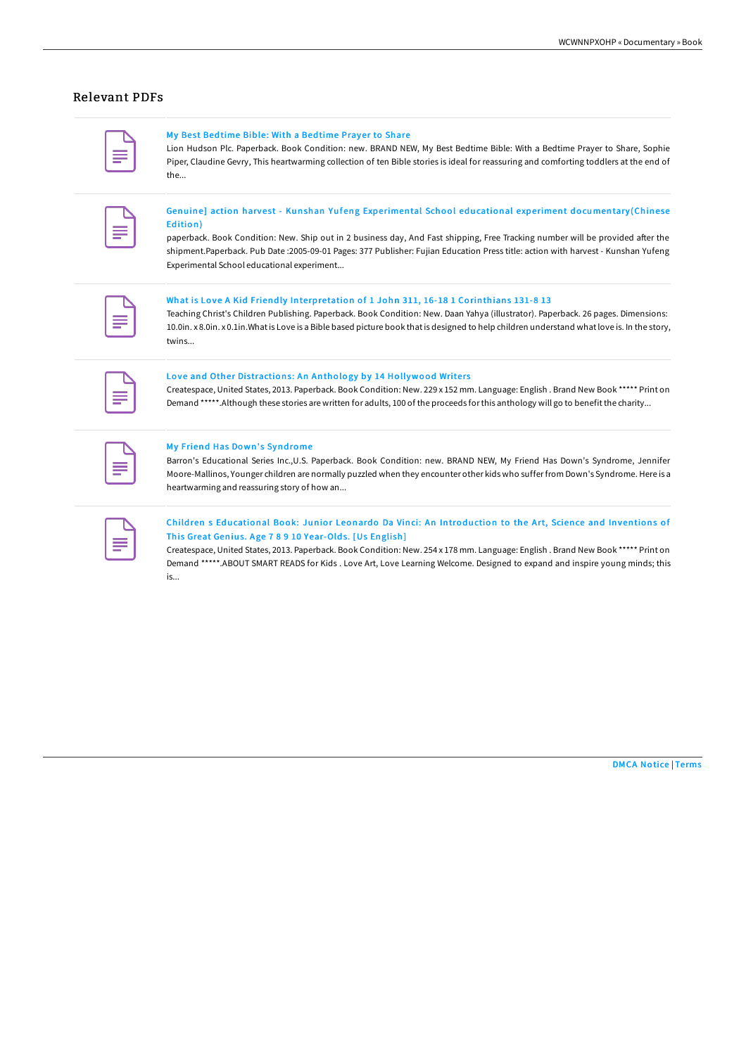## Relevant PDFs

### My Best Bedtime Bible: With a Bedtime Prayer to Share

Lion Hudson Plc. Paperback. Book Condition: new. BRAND NEW, My Best Bedtime Bible: With a Bedtime Prayer to Share, Sophie Piper, Claudine Gevry, This heartwarming collection of ten Bible stories is ideal for reassuring and comforting toddlers at the end of the...

### Genuine] action harvest - Kunshan Yufeng Experimental School educational experiment documentary(Chinese Edition)

paperback. Book Condition: New. Ship out in 2 business day, And Fast shipping, Free Tracking number will be provided after the shipment.Paperback. Pub Date :2005-09-01 Pages: 377 Publisher: Fujian Education Press title: action with harvest - Kunshan Yufeng Experimental School educational experiment...

### What is Love A Kid Friendly Interpretation of 1 John 311, 16-18 1 Corinthians 131-8 13

Teaching Christ's Children Publishing. Paperback. Book Condition: New. Daan Yahya (illustrator). Paperback. 26 pages. Dimensions: 10.0in. x 8.0in. x 0.1in.What is Love is a Bible based picture book that is designed to help children understand what love is. In the story, twins...

### Love and Other Distractions: An Anthology by 14 Hollywood Writers

Createspace, United States, 2013. Paperback. Book Condition: New. 229 x 152 mm. Language: English . Brand New Book ***** Print on Demand *****.Although these stories are written for adults, 100 of the proceeds for this anthology will go to benefit the charity...

### My Friend Has Down's Syndrome

Barron's Educational Series Inc.,U.S. Paperback. Book Condition: new. BRAND NEW, My Friend Has Down's Syndrome, Jennifer Moore-Mallinos, Younger children are normally puzzled when they encounter other kids who suffer from Down's Syndrome. Here is a heartwarming and reassuring story of how an...

### Children s Educational Book: Junior Leonardo Da Vinci: An Introduction to the Art, Science and Inventions of This Great Genius. Age 7 8 9 10 Year-Olds. [Us English]

Createspace, United States, 2013. Paperback. Book Condition: New. 254 x 178 mm. Language: English . Brand New Book ***** Print on Demand *****.ABOUT SMART READS for Kids . Love Art, Love Learning Welcome. Designed to expand and inspire young minds; this is...